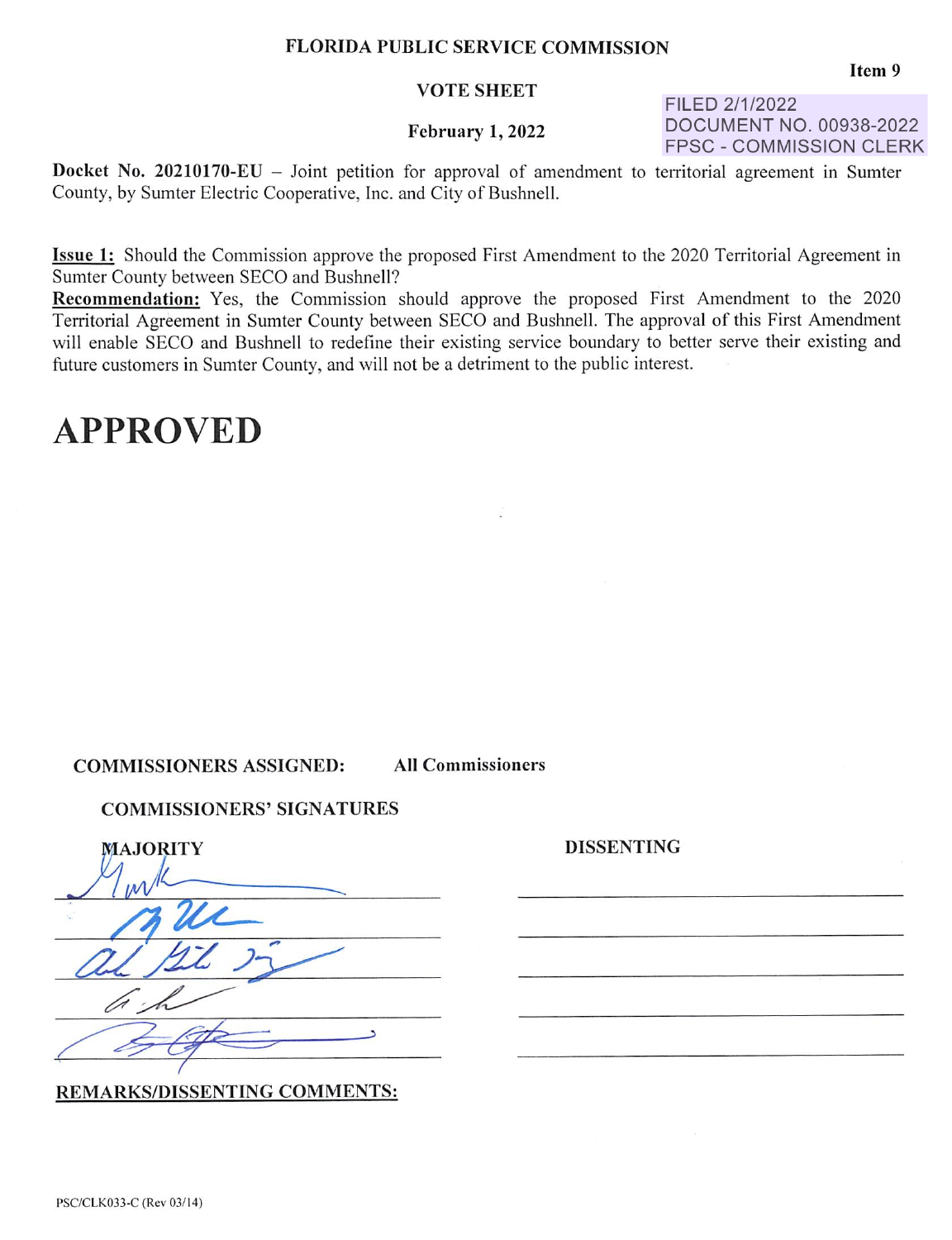**FLORIDA PUBLIC SERVICE COMMISSION**

**Item 9**

**VOTE SHEET**

FILED 2/1/2022
DOCUMENT NO. 00938-2022
FPSC - COMMISSION CLERK

**February 1, 2022**

**Docket No. 20210170-EU** – Joint petition for approval of amendment to territorial agreement in Sumter County, by Sumter Electric Cooperative, Inc. and City of Bushnell.

**Issue 1:** Should the Commission approve the proposed First Amendment to the 2020 Territorial Agreement in Sumter County between SECO and Bushnell?

**Recommendation:** Yes, the Commission should approve the proposed First Amendment to the 2020 Territorial Agreement in Sumter County between SECO and Bushnell. The approval of this First Amendment will enable SECO and Bushnell to redefine their existing service boundary to better serve their existing and future customers in Sumter County, and will not be a detriment to the public interest.

# APPROVED

**COMMISSIONERS ASSIGNED:** **All Commissioners**

**COMMISSIONERS' SIGNATURES**

| MAJORITY | DISSENTING |
|---|---|
| [signature] | |
| [signature] | |
| [signature] | |
| [signature] | |
| [signature] | |

**REMARKS/DISSENTING COMMENTS:**

PSC/CLK033-C (Rev 03/14)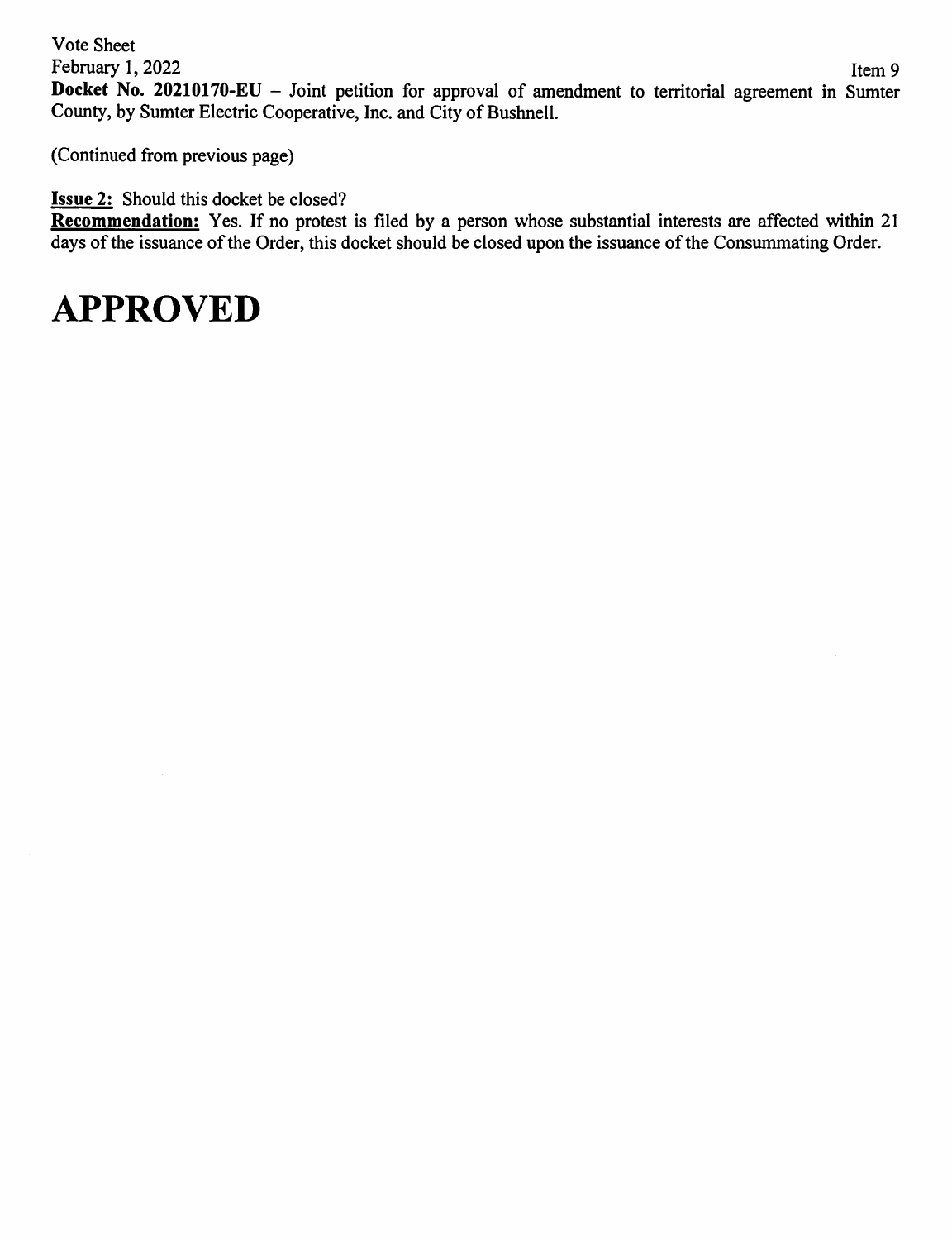Vote Sheet
February 1, 2022 Item 9

**Docket No. 20210170-EU** – Joint petition for approval of amendment to territorial agreement in Sumter County, by Sumter Electric Cooperative, Inc. and City of Bushnell.

(Continued from previous page)

**Issue 2:** Should this docket be closed?

**Recommendation:** Yes. If no protest is filed by a person whose substantial interests are affected within 21 days of the issuance of the Order, this docket should be closed upon the issuance of the Consummating Order.

# APPROVED